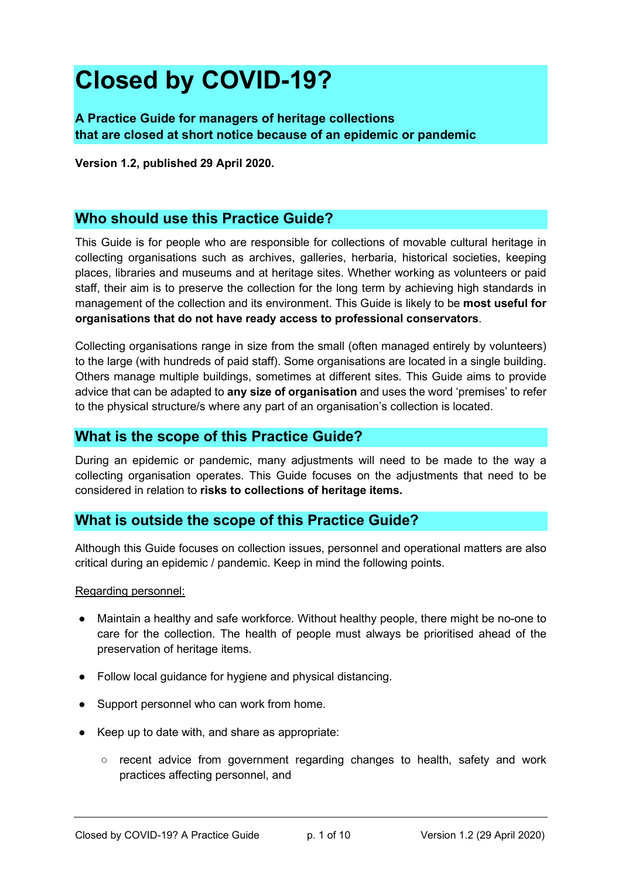# Closed by COVID-19?

**A Practice Guide for managers of heritage collections that are closed at short notice because of an epidemic or pandemic**

**Version 1.2, published 29 April 2020.**

## Who should use this Practice Guide?

This Guide is for people who are responsible for collections of movable cultural heritage in collecting organisations such as archives, galleries, herbaria, historical societies, keeping places, libraries and museums and at heritage sites. Whether working as volunteers or paid staff, their aim is to preserve the collection for the long term by achieving high standards in management of the collection and its environment. This Guide is likely to be **most useful for organisations that do not have ready access to professional conservators**.

Collecting organisations range in size from the small (often managed entirely by volunteers) to the large (with hundreds of paid staff). Some organisations are located in a single building. Others manage multiple buildings, sometimes at different sites. This Guide aims to provide advice that can be adapted to **any size of organisation** and uses the word 'premises' to refer to the physical structure/s where any part of an organisation's collection is located.

## What is the scope of this Practice Guide?

During an epidemic or pandemic, many adjustments will need to be made to the way a collecting organisation operates. This Guide focuses on the adjustments that need to be considered in relation to **risks to collections of heritage items.**

## What is outside the scope of this Practice Guide?

Although this Guide focuses on collection issues, personnel and operational matters are also critical during an epidemic / pandemic. Keep in mind the following points.

<u>Regarding personnel:</u>

- Maintain a healthy and safe workforce. Without healthy people, there might be no-one to care for the collection. The health of people must always be prioritised ahead of the preservation of heritage items.
- Follow local guidance for hygiene and physical distancing.
- Support personnel who can work from home.
- Keep up to date with, and share as appropriate:
  - recent advice from government regarding changes to health, safety and work practices affecting personnel, and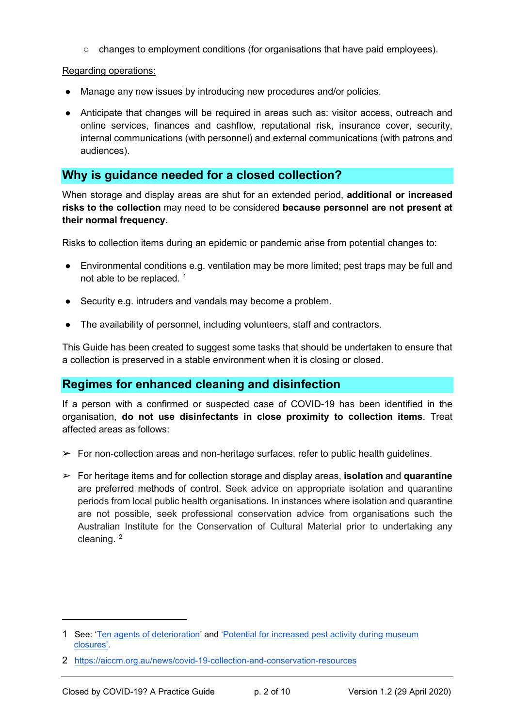- changes to employment conditions (for organisations that have paid employees).

Regarding operations:

- Manage any new issues by introducing new procedures and/or policies.
- Anticipate that changes will be required in areas such as: visitor access, outreach and online services, finances and cashflow, reputational risk, insurance cover, security, internal communications (with personnel) and external communications (with patrons and audiences).

## Why is guidance needed for a closed collection?

When storage and display areas are shut for an extended period, **additional or increased risks to the collection** may need to be considered **because personnel are not present at their normal frequency.**

Risks to collection items during an epidemic or pandemic arise from potential changes to:

- Environmental conditions e.g. ventilation may be more limited; pest traps may be full and not able to be replaced. [1]
- Security e.g. intruders and vandals may become a problem.
- The availability of personnel, including volunteers, staff and contractors.

This Guide has been created to suggest some tasks that should be undertaken to ensure that a collection is preserved in a stable environment when it is closing or closed.

## Regimes for enhanced cleaning and disinfection

If a person with a confirmed or suspected case of COVID-19 has been identified in the organisation, **do not use disinfectants in close proximity to collection items**. Treat affected areas as follows:

- ➢ For non-collection areas and non-heritage surfaces, refer to public health guidelines.
- ➢ For heritage items and for collection storage and display areas, **isolation** and **quarantine** are preferred methods of control. Seek advice on appropriate isolation and quarantine periods from local public health organisations. In instances where isolation and quarantine are not possible, seek professional conservation advice from organisations such the Australian Institute for the Conservation of Cultural Material prior to undertaking any cleaning. [2]

---

1 See: 'Ten agents of deterioration' and 'Potential for increased pest activity during museum closures'.

2 https://aiccm.org.au/news/covid-19-collection-and-conservation-resources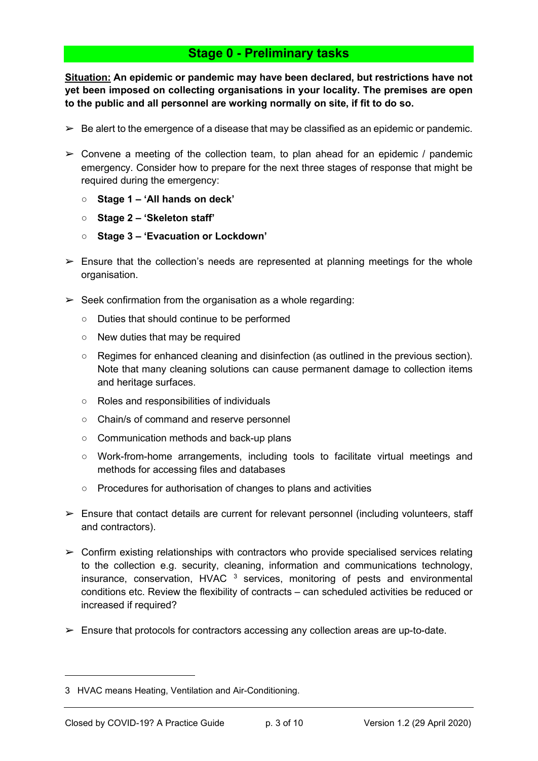## Stage 0 - Preliminary tasks

**<u>Situation:</u> An epidemic or pandemic may have been declared, but restrictions have not yet been imposed on collecting organisations in your locality. The premises are open to the public and all personnel are working normally on site, if fit to do so.**

- Be alert to the emergence of a disease that may be classified as an epidemic or pandemic.
- Convene a meeting of the collection team, to plan ahead for an epidemic / pandemic emergency. Consider how to prepare for the next three stages of response that might be required during the emergency:
  - **Stage 1 – 'All hands on deck'**
  - **Stage 2 – 'Skeleton staff'**
  - **Stage 3 – 'Evacuation or Lockdown'**
- Ensure that the collection's needs are represented at planning meetings for the whole organisation.
- Seek confirmation from the organisation as a whole regarding:
  - Duties that should continue to be performed
  - New duties that may be required
  - Regimes for enhanced cleaning and disinfection (as outlined in the previous section). Note that many cleaning solutions can cause permanent damage to collection items and heritage surfaces.
  - Roles and responsibilities of individuals
  - Chain/s of command and reserve personnel
  - Communication methods and back-up plans
  - Work-from-home arrangements, including tools to facilitate virtual meetings and methods for accessing files and databases
  - Procedures for authorisation of changes to plans and activities
- Ensure that contact details are current for relevant personnel (including volunteers, staff and contractors).
- Confirm existing relationships with contractors who provide specialised services relating to the collection e.g. security, cleaning, information and communications technology, insurance, conservation, HVAC [3] services, monitoring of pests and environmental conditions etc. Review the flexibility of contracts – can scheduled activities be reduced or increased if required?
- Ensure that protocols for contractors accessing any collection areas are up-to-date.

---

3 HVAC means Heating, Ventilation and Air-Conditioning.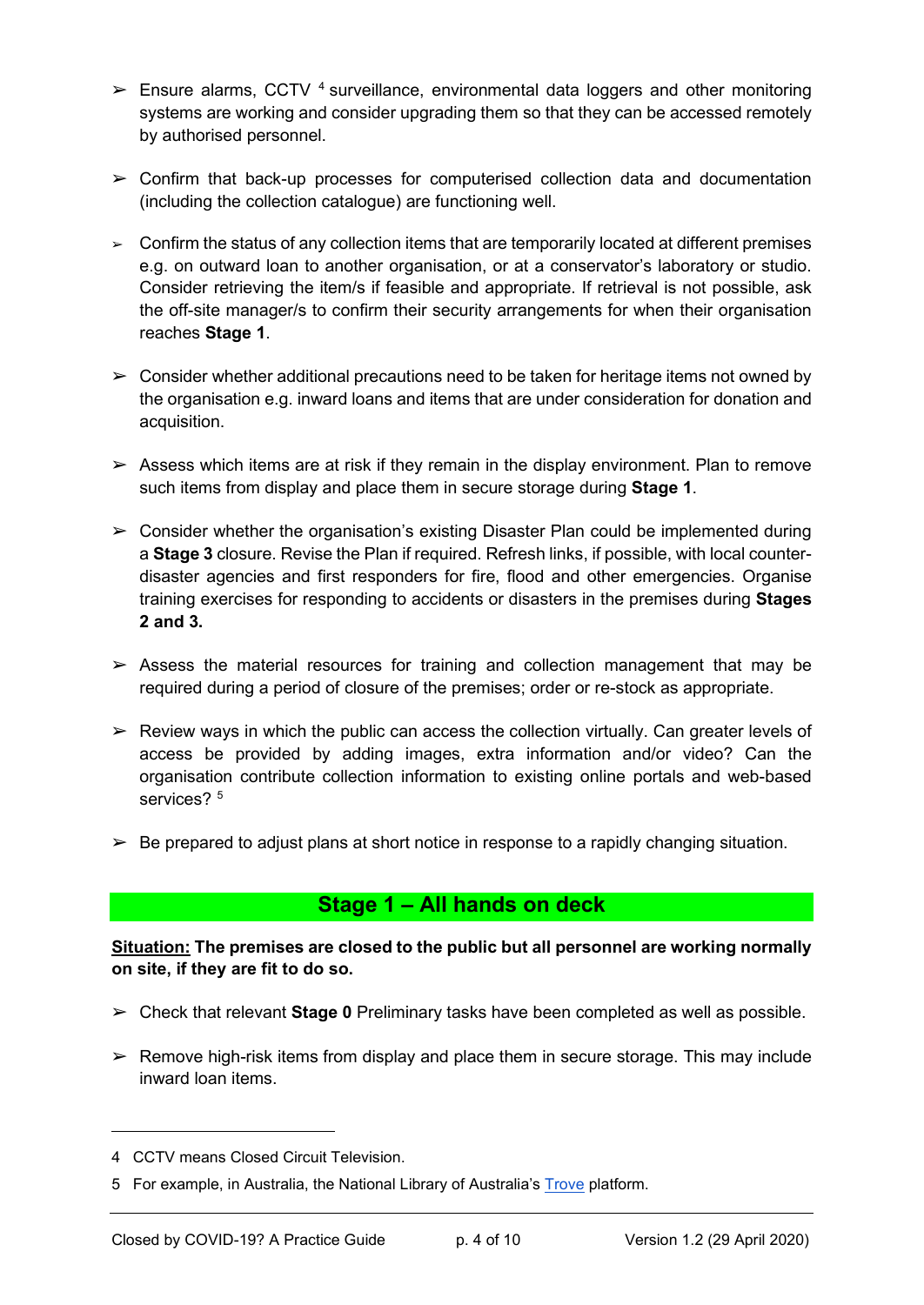- Ensure alarms, CCTV [4] surveillance, environmental data loggers and other monitoring systems are working and consider upgrading them so that they can be accessed remotely by authorised personnel.

- Confirm that back-up processes for computerised collection data and documentation (including the collection catalogue) are functioning well.

- Confirm the status of any collection items that are temporarily located at different premises e.g. on outward loan to another organisation, or at a conservator's laboratory or studio. Consider retrieving the item/s if feasible and appropriate. If retrieval is not possible, ask the off-site manager/s to confirm their security arrangements for when their organisation reaches **Stage 1**.

- Consider whether additional precautions need to be taken for heritage items not owned by the organisation e.g. inward loans and items that are under consideration for donation and acquisition.

- Assess which items are at risk if they remain in the display environment. Plan to remove such items from display and place them in secure storage during **Stage 1**.

- Consider whether the organisation's existing Disaster Plan could be implemented during a **Stage 3** closure. Revise the Plan if required. Refresh links, if possible, with local counter-disaster agencies and first responders for fire, flood and other emergencies. Organise training exercises for responding to accidents or disasters in the premises during **Stages 2 and 3.**

- Assess the material resources for training and collection management that may be required during a period of closure of the premises; order or re-stock as appropriate.

- Review ways in which the public can access the collection virtually. Can greater levels of access be provided by adding images, extra information and/or video? Can the organisation contribute collection information to existing online portals and web-based services? [5]

- Be prepared to adjust plans at short notice in response to a rapidly changing situation.

## Stage 1 – All hands on deck

**Situation: The premises are closed to the public but all personnel are working normally on site, if they are fit to do so.**

- Check that relevant **Stage 0** Preliminary tasks have been completed as well as possible.

- Remove high-risk items from display and place them in secure storage. This may include inward loan items.

---

4 CCTV means Closed Circuit Television.

5 For example, in Australia, the National Library of Australia's Trove platform.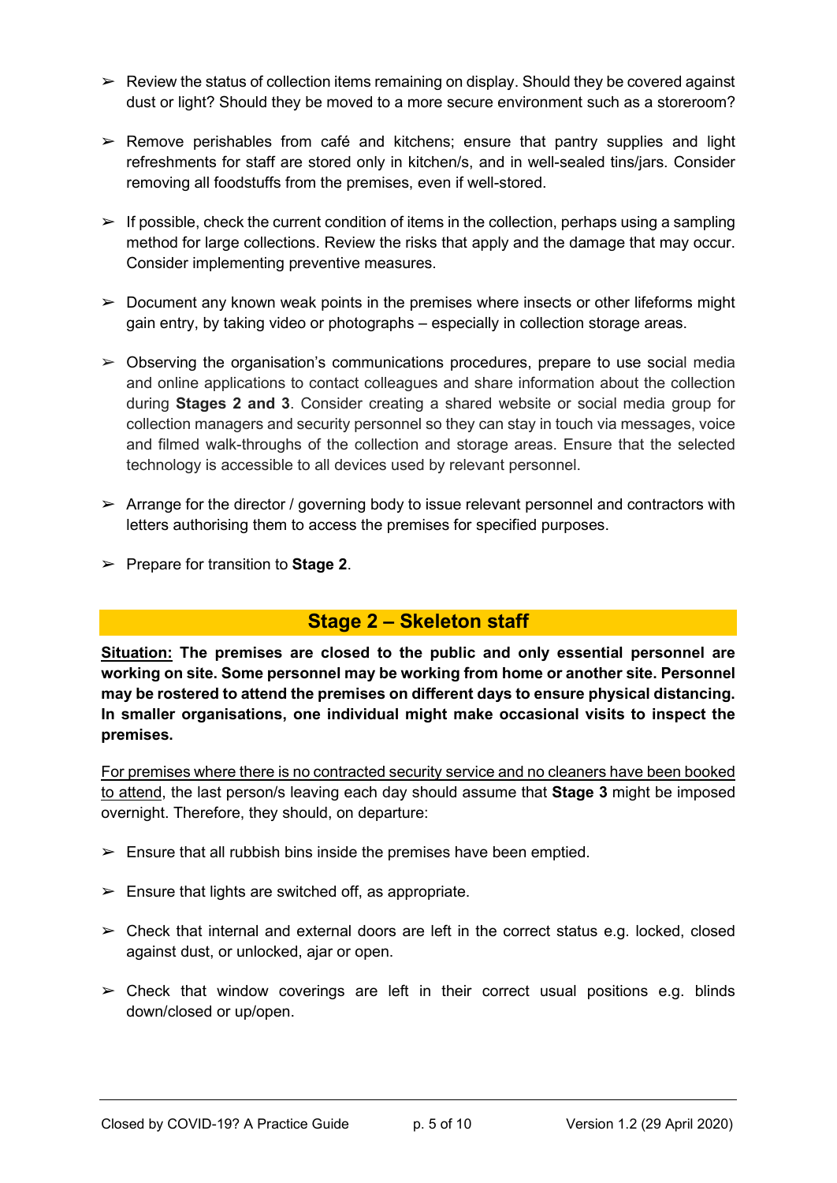- Review the status of collection items remaining on display. Should they be covered against dust or light? Should they be moved to a more secure environment such as a storeroom?

- Remove perishables from café and kitchens; ensure that pantry supplies and light refreshments for staff are stored only in kitchen/s, and in well-sealed tins/jars. Consider removing all foodstuffs from the premises, even if well-stored.

- If possible, check the current condition of items in the collection, perhaps using a sampling method for large collections. Review the risks that apply and the damage that may occur. Consider implementing preventive measures.

- Document any known weak points in the premises where insects or other lifeforms might gain entry, by taking video or photographs – especially in collection storage areas.

- Observing the organisation's communications procedures, prepare to use social media and online applications to contact colleagues and share information about the collection during **Stages 2 and 3**. Consider creating a shared website or social media group for collection managers and security personnel so they can stay in touch via messages, voice and filmed walk-throughs of the collection and storage areas. Ensure that the selected technology is accessible to all devices used by relevant personnel.

- Arrange for the director / governing body to issue relevant personnel and contractors with letters authorising them to access the premises for specified purposes.

- Prepare for transition to **Stage 2**.

## Stage 2 – Skeleton staff

**Situation: The premises are closed to the public and only essential personnel are working on site. Some personnel may be working from home or another site. Personnel may be rostered to attend the premises on different days to ensure physical distancing. In smaller organisations, one individual might make occasional visits to inspect the premises.**

For premises where there is no contracted security service and no cleaners have been booked to attend, the last person/s leaving each day should assume that **Stage 3** might be imposed overnight. Therefore, they should, on departure:

- Ensure that all rubbish bins inside the premises have been emptied.

- Ensure that lights are switched off, as appropriate.

- Check that internal and external doors are left in the correct status e.g. locked, closed against dust, or unlocked, ajar or open.

- Check that window coverings are left in their correct usual positions e.g. blinds down/closed or up/open.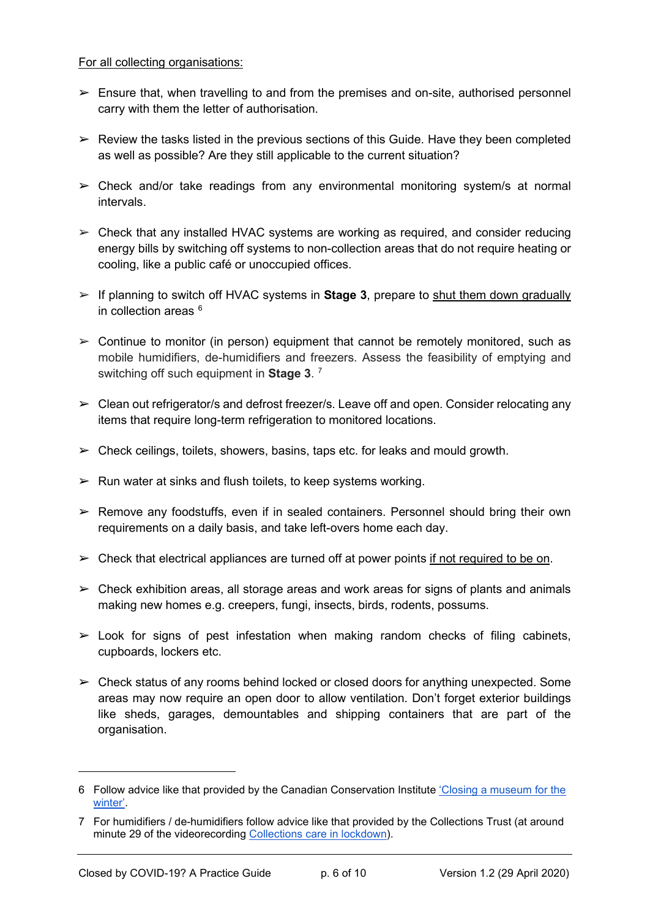<u>For all collecting organisations:</u>

- Ensure that, when travelling to and from the premises and on-site, authorised personnel carry with them the letter of authorisation.

- Review the tasks listed in the previous sections of this Guide. Have they been completed as well as possible? Are they still applicable to the current situation?

- Check and/or take readings from any environmental monitoring system/s at normal intervals.

- Check that any installed HVAC systems are working as required, and consider reducing energy bills by switching off systems to non-collection areas that do not require heating or cooling, like a public café or unoccupied offices.

- If planning to switch off HVAC systems in **Stage 3**, prepare to <u>shut them down gradually</u> in collection areas [6]

- Continue to monitor (in person) equipment that cannot be remotely monitored, such as mobile humidifiers, de-humidifiers and freezers. Assess the feasibility of emptying and switching off such equipment in **Stage 3**. [7]

- Clean out refrigerator/s and defrost freezer/s. Leave off and open. Consider relocating any items that require long-term refrigeration to monitored locations.

- Check ceilings, toilets, showers, basins, taps etc. for leaks and mould growth.

- Run water at sinks and flush toilets, to keep systems working.

- Remove any foodstuffs, even if in sealed containers. Personnel should bring their own requirements on a daily basis, and take left-overs home each day.

- Check that electrical appliances are turned off at power points <u>if not required to be on</u>.

- Check exhibition areas, all storage areas and work areas for signs of plants and animals making new homes e.g. creepers, fungi, insects, birds, rodents, possums.

- Look for signs of pest infestation when making random checks of filing cabinets, cupboards, lockers etc.

- Check status of any rooms behind locked or closed doors for anything unexpected. Some areas may now require an open door to allow ventilation. Don't forget exterior buildings like sheds, garages, demountables and shipping containers that are part of the organisation.

---

6 Follow advice like that provided by the Canadian Conservation Institute 'Closing a museum for the winter'.

7 For humidifiers / de-humidifiers follow advice like that provided by the Collections Trust (at around minute 29 of the videorecording Collections care in lockdown).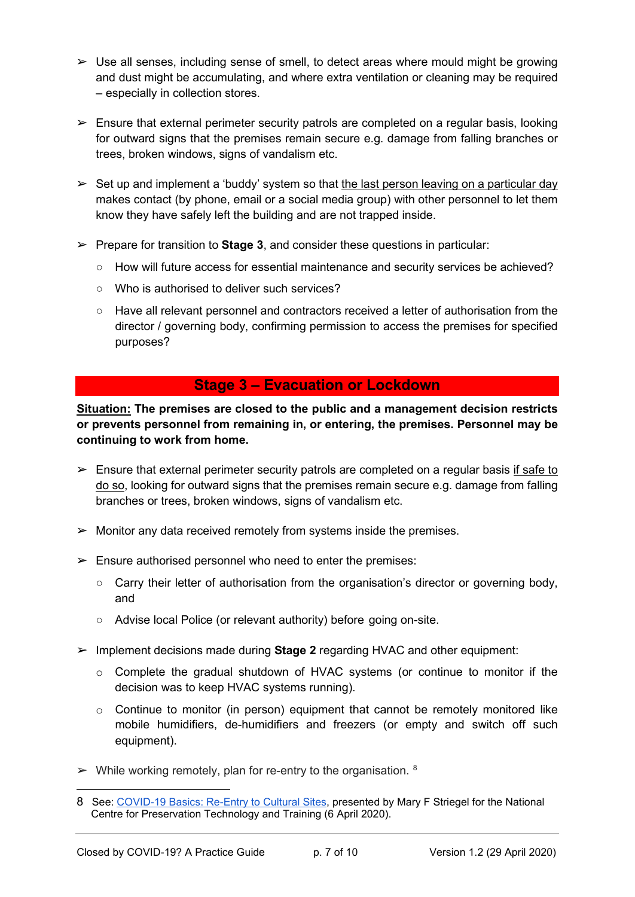- Use all senses, including sense of smell, to detect areas where mould might be growing and dust might be accumulating, and where extra ventilation or cleaning may be required – especially in collection stores.

- Ensure that external perimeter security patrols are completed on a regular basis, looking for outward signs that the premises remain secure e.g. damage from falling branches or trees, broken windows, signs of vandalism etc.

- Set up and implement a 'buddy' system so that the last person leaving on a particular day makes contact (by phone, email or a social media group) with other personnel to let them know they have safely left the building and are not trapped inside.

- Prepare for transition to **Stage 3**, and consider these questions in particular:
  - How will future access for essential maintenance and security services be achieved?
  - Who is authorised to deliver such services?
  - Have all relevant personnel and contractors received a letter of authorisation from the director / governing body, confirming permission to access the premises for specified purposes?

## Stage 3 – Evacuation or Lockdown

**Situation: The premises are closed to the public and a management decision restricts or prevents personnel from remaining in, or entering, the premises. Personnel may be continuing to work from home.**

- Ensure that external perimeter security patrols are completed on a regular basis if safe to do so, looking for outward signs that the premises remain secure e.g. damage from falling branches or trees, broken windows, signs of vandalism etc.

- Monitor any data received remotely from systems inside the premises.

- Ensure authorised personnel who need to enter the premises:
  - Carry their letter of authorisation from the organisation's director or governing body, and
  - Advise local Police (or relevant authority) before going on-site.

- Implement decisions made during **Stage 2** regarding HVAC and other equipment:
  - Complete the gradual shutdown of HVAC systems (or continue to monitor if the decision was to keep HVAC systems running).
  - Continue to monitor (in person) equipment that cannot be remotely monitored like mobile humidifiers, de-humidifiers and freezers (or empty and switch off such equipment).

- While working remotely, plan for re-entry to the organisation. [8]

---

8 See: COVID-19 Basics: Re-Entry to Cultural Sites, presented by Mary F Striegel for the National Centre for Preservation Technology and Training (6 April 2020).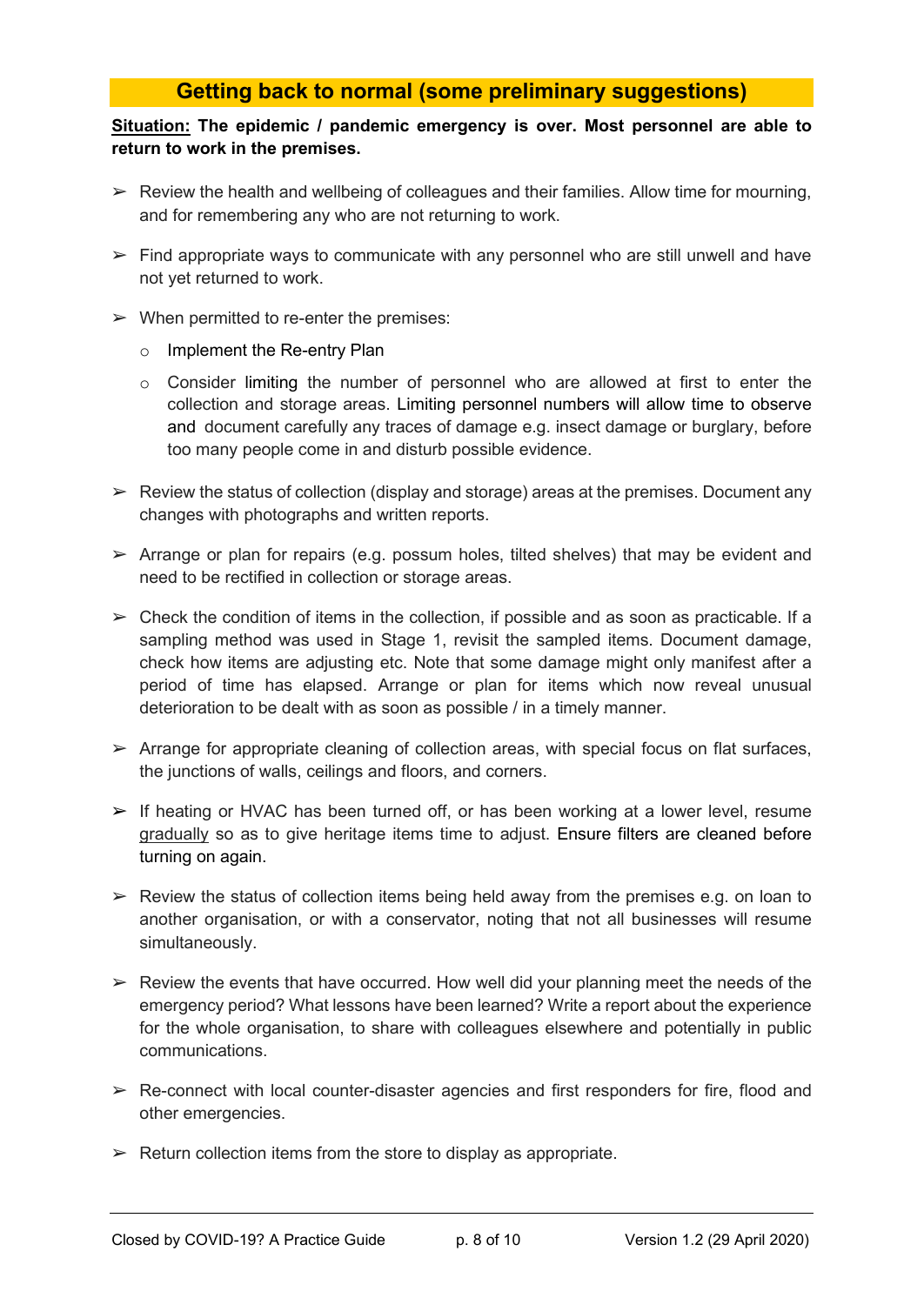## Getting back to normal (some preliminary suggestions)

**Situation: The epidemic / pandemic emergency is over. Most personnel are able to return to work in the premises.**

- Review the health and wellbeing of colleagues and their families. Allow time for mourning, and for remembering any who are not returning to work.
- Find appropriate ways to communicate with any personnel who are still unwell and have not yet returned to work.
- When permitted to re-enter the premises:
  - Implement the Re-entry Plan
  - Consider limiting the number of personnel who are allowed at first to enter the collection and storage areas. Limiting personnel numbers will allow time to observe and document carefully any traces of damage e.g. insect damage or burglary, before too many people come in and disturb possible evidence.
- Review the status of collection (display and storage) areas at the premises. Document any changes with photographs and written reports.
- Arrange or plan for repairs (e.g. possum holes, tilted shelves) that may be evident and need to be rectified in collection or storage areas.
- Check the condition of items in the collection, if possible and as soon as practicable. If a sampling method was used in Stage 1, revisit the sampled items. Document damage, check how items are adjusting etc. Note that some damage might only manifest after a period of time has elapsed. Arrange or plan for items which now reveal unusual deterioration to be dealt with as soon as possible / in a timely manner.
- Arrange for appropriate cleaning of collection areas, with special focus on flat surfaces, the junctions of walls, ceilings and floors, and corners.
- If heating or HVAC has been turned off, or has been working at a lower level, resume gradually so as to give heritage items time to adjust. Ensure filters are cleaned before turning on again.
- Review the status of collection items being held away from the premises e.g. on loan to another organisation, or with a conservator, noting that not all businesses will resume simultaneously.
- Review the events that have occurred. How well did your planning meet the needs of the emergency period? What lessons have been learned? Write a report about the experience for the whole organisation, to share with colleagues elsewhere and potentially in public communications.
- Re-connect with local counter-disaster agencies and first responders for fire, flood and other emergencies.
- Return collection items from the store to display as appropriate.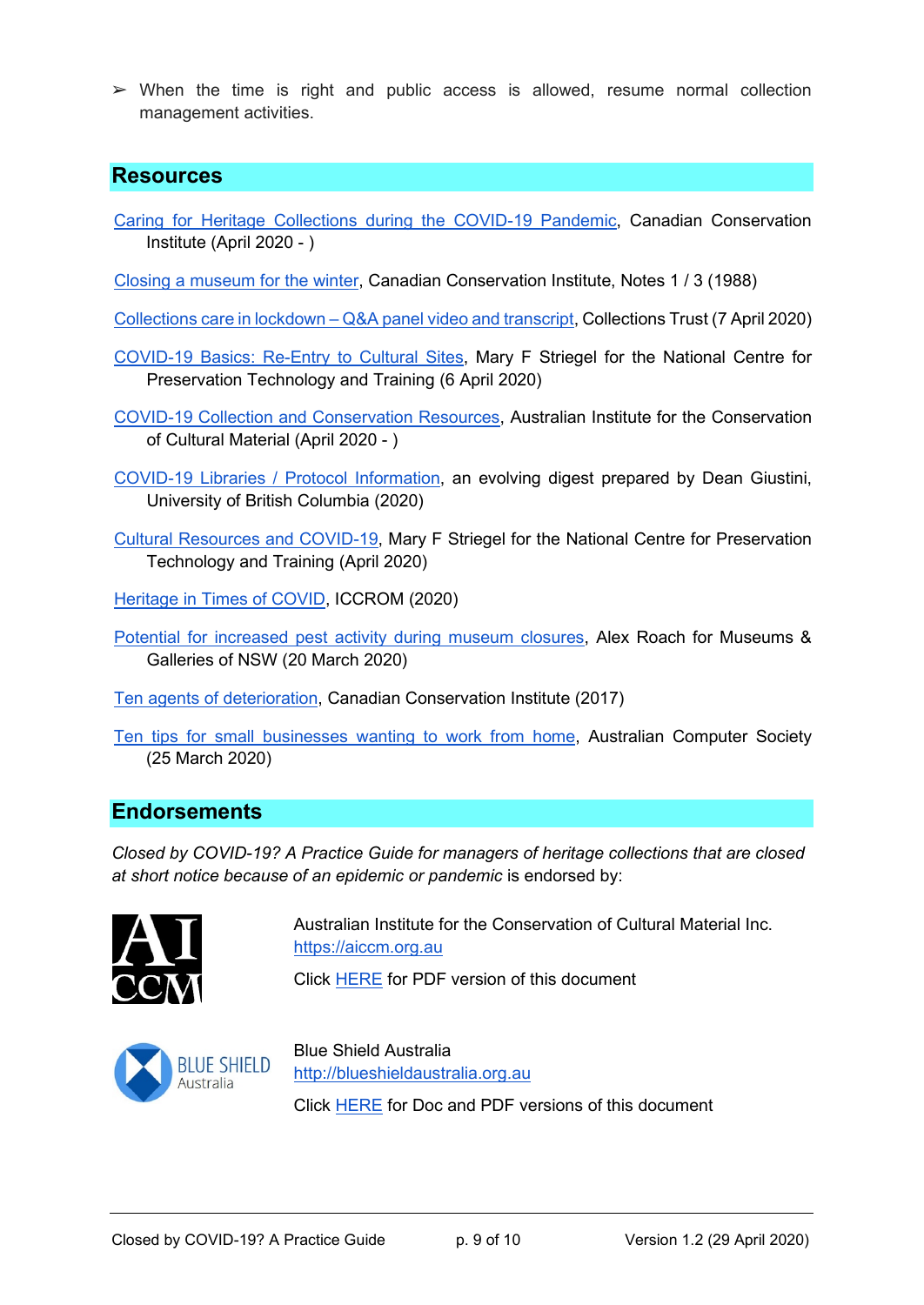- When the time is right and public access is allowed, resume normal collection management activities.

## Resources

Caring for Heritage Collections during the COVID-19 Pandemic, Canadian Conservation Institute (April 2020 - )

Closing a museum for the winter, Canadian Conservation Institute, Notes 1 / 3 (1988)

Collections care in lockdown – Q&A panel video and transcript, Collections Trust (7 April 2020)

COVID-19 Basics: Re-Entry to Cultural Sites, Mary F Striegel for the National Centre for Preservation Technology and Training (6 April 2020)

COVID-19 Collection and Conservation Resources, Australian Institute for the Conservation of Cultural Material (April 2020 - )

COVID-19 Libraries / Protocol Information, an evolving digest prepared by Dean Giustini, University of British Columbia (2020)

Cultural Resources and COVID-19, Mary F Striegel for the National Centre for Preservation Technology and Training (April 2020)

Heritage in Times of COVID, ICCROM (2020)

Potential for increased pest activity during museum closures, Alex Roach for Museums & Galleries of NSW (20 March 2020)

Ten agents of deterioration, Canadian Conservation Institute (2017)

Ten tips for small businesses wanting to work from home, Australian Computer Society (25 March 2020)

## Endorsements

*Closed by COVID-19? A Practice Guide for managers of heritage collections that are closed at short notice because of an epidemic or pandemic* is endorsed by:

AICCM

Australian Institute for the Conservation of Cultural Material Inc.
https://aiccm.org.au

Click HERE for PDF version of this document

BLUE SHIELD Australia

Blue Shield Australia
http://blueshieldaustralia.org.au

Click HERE for Doc and PDF versions of this document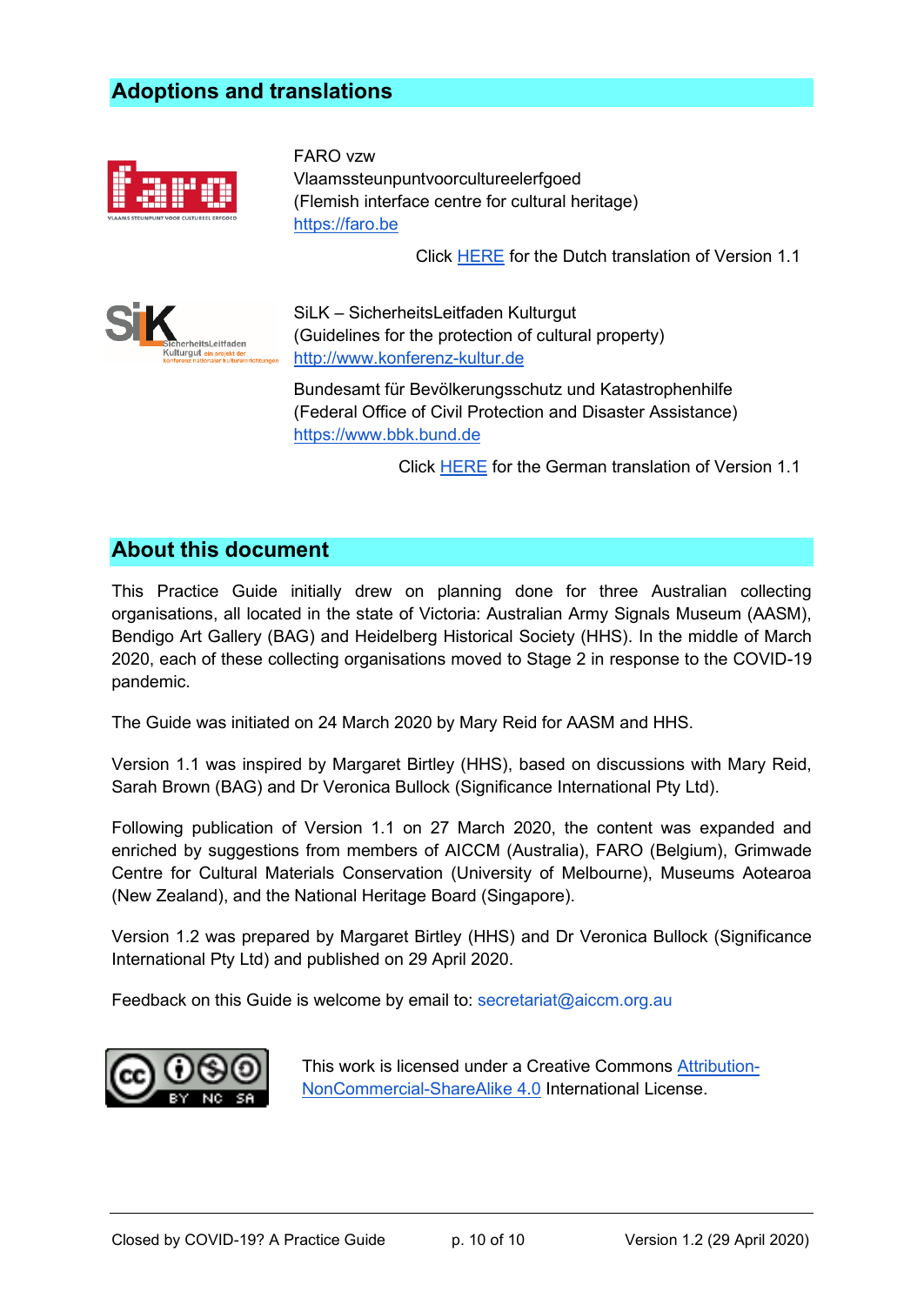## Adoptions and translations

FARO vzw
Vlaamssteunpuntvoorcultureelerfgoed
(Flemish interface centre for cultural heritage)
[https://faro.be](https://faro.be)

Click HERE for the Dutch translation of Version 1.1

SiLK – SicherheitsLeitfaden Kulturgut
(Guidelines for the protection of cultural property)
[http://www.konferenz-kultur.de](http://www.konferenz-kultur.de)

Bundesamt für Bevölkerungsschutz und Katastrophenhilfe
(Federal Office of Civil Protection and Disaster Assistance)
[https://www.bbk.bund.de](https://www.bbk.bund.de)

Click HERE for the German translation of Version 1.1

## About this document

This Practice Guide initially drew on planning done for three Australian collecting organisations, all located in the state of Victoria: Australian Army Signals Museum (AASM), Bendigo Art Gallery (BAG) and Heidelberg Historical Society (HHS). In the middle of March 2020, each of these collecting organisations moved to Stage 2 in response to the COVID-19 pandemic.

The Guide was initiated on 24 March 2020 by Mary Reid for AASM and HHS.

Version 1.1 was inspired by Margaret Birtley (HHS), based on discussions with Mary Reid, Sarah Brown (BAG) and Dr Veronica Bullock (Significance International Pty Ltd).

Following publication of Version 1.1 on 27 March 2020, the content was expanded and enriched by suggestions from members of AICCM (Australia), FARO (Belgium), Grimwade Centre for Cultural Materials Conservation (University of Melbourne), Museums Aotearoa (New Zealand), and the National Heritage Board (Singapore).

Version 1.2 was prepared by Margaret Birtley (HHS) and Dr Veronica Bullock (Significance International Pty Ltd) and published on 29 April 2020.

Feedback on this Guide is welcome by email to: secretariat@aiccm.org.au

This work is licensed under a Creative Commons Attribution-NonCommercial-ShareAlike 4.0 International License.